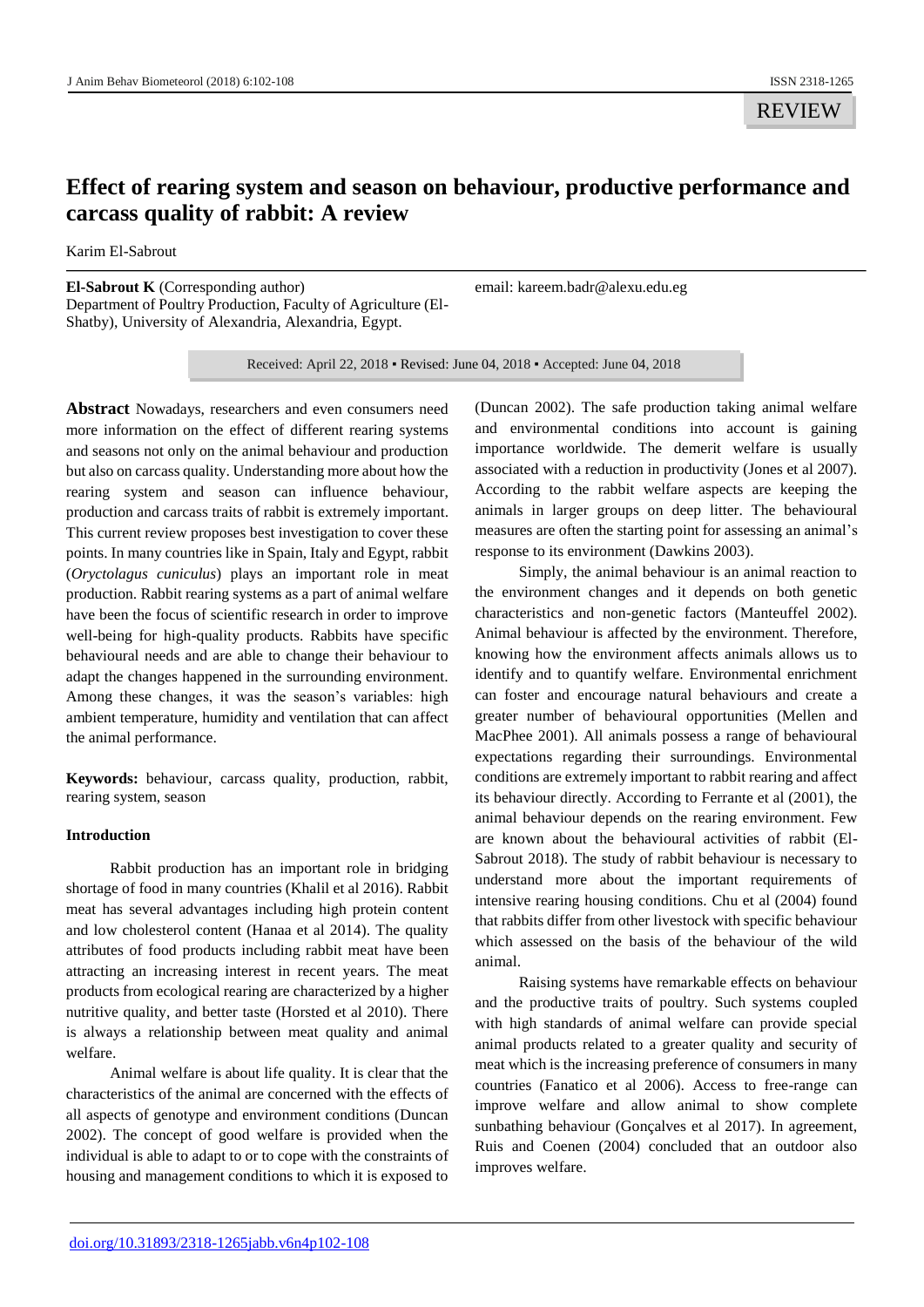REVIEW

# Effect of rearing system and season on behaviour, productive performance and carcass quality of rabbit: A review

Karim El-Sabrout

**El-Sabrout K** (Corresponding author)
Department of Poultry Production, Faculty of Agriculture (El-Shatby), University of Alexandria, Alexandria, Egypt.

email: kareem.badr@alexu.edu.eg

Received: April 22, 2018 ▪ Revised: June 04, 2018 ▪ Accepted: June 04, 2018

**Abstract** Nowadays, researchers and even consumers need more information on the effect of different rearing systems and seasons not only on the animal behaviour and production but also on carcass quality. Understanding more about how the rearing system and season can influence behaviour, production and carcass traits of rabbit is extremely important. This current review proposes best investigation to cover these points. In many countries like in Spain, Italy and Egypt, rabbit (*Oryctolagus cuniculus*) plays an important role in meat production. Rabbit rearing systems as a part of animal welfare have been the focus of scientific research in order to improve well-being for high-quality products. Rabbits have specific behavioural needs and are able to change their behaviour to adapt the changes happened in the surrounding environment. Among these changes, it was the season's variables: high ambient temperature, humidity and ventilation that can affect the animal performance.

**Keywords:** behaviour, carcass quality, production, rabbit, rearing system, season

## Introduction

Rabbit production has an important role in bridging shortage of food in many countries (Khalil et al 2016). Rabbit meat has several advantages including high protein content and low cholesterol content (Hanaa et al 2014). The quality attributes of food products including rabbit meat have been attracting an increasing interest in recent years. The meat products from ecological rearing are characterized by a higher nutritive quality, and better taste (Horsted et al 2010). There is always a relationship between meat quality and animal welfare.

Animal welfare is about life quality. It is clear that the characteristics of the animal are concerned with the effects of all aspects of genotype and environment conditions (Duncan 2002). The concept of good welfare is provided when the individual is able to adapt to or to cope with the constraints of housing and management conditions to which it is exposed to (Duncan 2002). The safe production taking animal welfare and environmental conditions into account is gaining importance worldwide. The demerit welfare is usually associated with a reduction in productivity (Jones et al 2007). According to the rabbit welfare aspects are keeping the animals in larger groups on deep litter. The behavioural measures are often the starting point for assessing an animal's response to its environment (Dawkins 2003).

Simply, the animal behaviour is an animal reaction to the environment changes and it depends on both genetic characteristics and non-genetic factors (Manteuffel 2002). Animal behaviour is affected by the environment. Therefore, knowing how the environment affects animals allows us to identify and to quantify welfare. Environmental enrichment can foster and encourage natural behaviours and create a greater number of behavioural opportunities (Mellen and MacPhee 2001). All animals possess a range of behavioural expectations regarding their surroundings. Environmental conditions are extremely important to rabbit rearing and affect its behaviour directly. According to Ferrante et al (2001), the animal behaviour depends on the rearing environment. Few are known about the behavioural activities of rabbit (El-Sabrout 2018). The study of rabbit behaviour is necessary to understand more about the important requirements of intensive rearing housing conditions. Chu et al (2004) found that rabbits differ from other livestock with specific behaviour which assessed on the basis of the behaviour of the wild animal.

Raising systems have remarkable effects on behaviour and the productive traits of poultry. Such systems coupled with high standards of animal welfare can provide special animal products related to a greater quality and security of meat which is the increasing preference of consumers in many countries (Fanatico et al 2006). Access to free-range can improve welfare and allow animal to show complete sunbathing behaviour (Gonçalves et al 2017). In agreement, Ruis and Coenen (2004) concluded that an outdoor also improves welfare.

doi.org/10.31893/2318-1265jabb.v6n4p102-108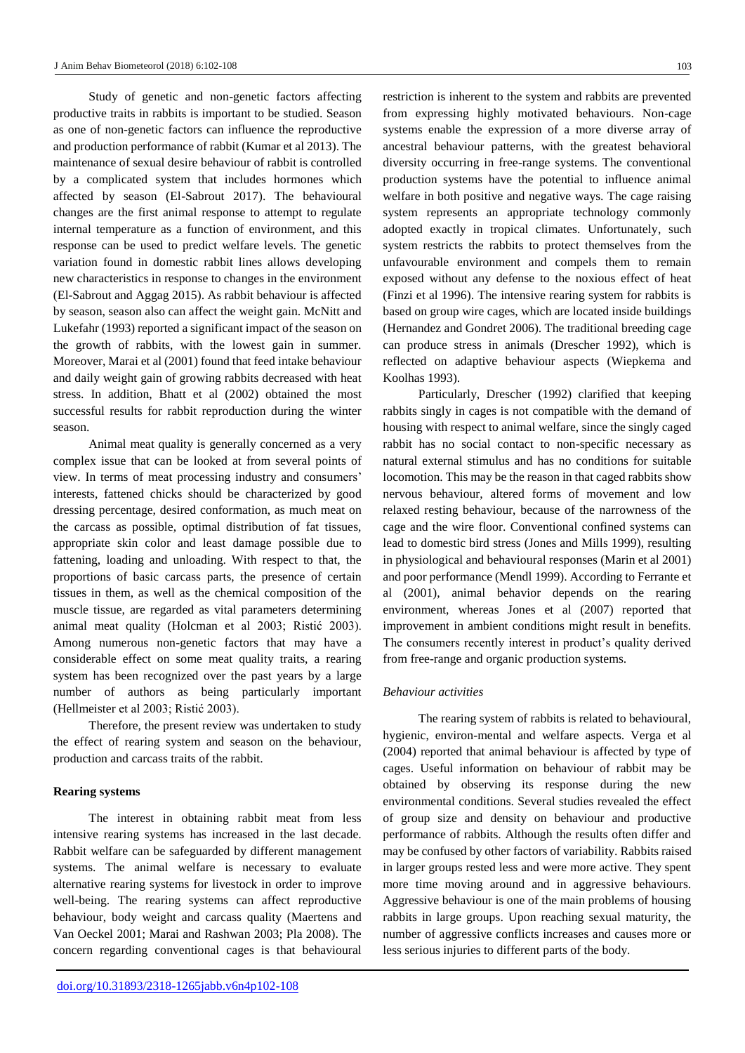Study of genetic and non-genetic factors affecting productive traits in rabbits is important to be studied. Season as one of non-genetic factors can influence the reproductive and production performance of rabbit (Kumar et al 2013). The maintenance of sexual desire behaviour of rabbit is controlled by a complicated system that includes hormones which affected by season (El-Sabrout 2017). The behavioural changes are the first animal response to attempt to regulate internal temperature as a function of environment, and this response can be used to predict welfare levels. The genetic variation found in domestic rabbit lines allows developing new characteristics in response to changes in the environment (El-Sabrout and Aggag 2015). As rabbit behaviour is affected by season, season also can affect the weight gain. McNitt and Lukefahr (1993) reported a significant impact of the season on the growth of rabbits, with the lowest gain in summer. Moreover, Marai et al (2001) found that feed intake behaviour and daily weight gain of growing rabbits decreased with heat stress. In addition, Bhatt et al (2002) obtained the most successful results for rabbit reproduction during the winter season.

Animal meat quality is generally concerned as a very complex issue that can be looked at from several points of view. In terms of meat processing industry and consumers' interests, fattened chicks should be characterized by good dressing percentage, desired conformation, as much meat on the carcass as possible, optimal distribution of fat tissues, appropriate skin color and least damage possible due to fattening, loading and unloading. With respect to that, the proportions of basic carcass parts, the presence of certain tissues in them, as well as the chemical composition of the muscle tissue, are regarded as vital parameters determining animal meat quality (Holcman et al 2003; Ristić 2003). Among numerous non-genetic factors that may have a considerable effect on some meat quality traits, a rearing system has been recognized over the past years by a large number of authors as being particularly important (Hellmeister et al 2003; Ristić 2003).

Therefore, the present review was undertaken to study the effect of rearing system and season on the behaviour, production and carcass traits of the rabbit.

## Rearing systems

The interest in obtaining rabbit meat from less intensive rearing systems has increased in the last decade. Rabbit welfare can be safeguarded by different management systems. The animal welfare is necessary to evaluate alternative rearing systems for livestock in order to improve well-being. The rearing systems can affect reproductive behaviour, body weight and carcass quality (Maertens and Van Oeckel 2001; Marai and Rashwan 2003; Pla 2008). The concern regarding conventional cages is that behavioural restriction is inherent to the system and rabbits are prevented from expressing highly motivated behaviours. Non-cage systems enable the expression of a more diverse array of ancestral behaviour patterns, with the greatest behavioral diversity occurring in free-range systems. The conventional production systems have the potential to influence animal welfare in both positive and negative ways. The cage raising system represents an appropriate technology commonly adopted exactly in tropical climates. Unfortunately, such system restricts the rabbits to protect themselves from the unfavourable environment and compels them to remain exposed without any defense to the noxious effect of heat (Finzi et al 1996). The intensive rearing system for rabbits is based on group wire cages, which are located inside buildings (Hernandez and Gondret 2006). The traditional breeding cage can produce stress in animals (Drescher 1992), which is reflected on adaptive behaviour aspects (Wiepkema and Koolhas 1993).

Particularly, Drescher (1992) clarified that keeping rabbits singly in cages is not compatible with the demand of housing with respect to animal welfare, since the singly caged rabbit has no social contact to non-specific necessary as natural external stimulus and has no conditions for suitable locomotion. This may be the reason in that caged rabbits show nervous behaviour, altered forms of movement and low relaxed resting behaviour, because of the narrowness of the cage and the wire floor. Conventional confined systems can lead to domestic bird stress (Jones and Mills 1999), resulting in physiological and behavioural responses (Marin et al 2001) and poor performance (Mendl 1999). According to Ferrante et al (2001), animal behavior depends on the rearing environment, whereas Jones et al (2007) reported that improvement in ambient conditions might result in benefits. The consumers recently interest in product's quality derived from free-range and organic production systems.

### *Behaviour activities*

The rearing system of rabbits is related to behavioural, hygienic, environ-mental and welfare aspects. Verga et al (2004) reported that animal behaviour is affected by type of cages. Useful information on behaviour of rabbit may be obtained by observing its response during the new environmental conditions. Several studies revealed the effect of group size and density on behaviour and productive performance of rabbits. Although the results often differ and may be confused by other factors of variability. Rabbits raised in larger groups rested less and were more active. They spent more time moving around and in aggressive behaviours. Aggressive behaviour is one of the main problems of housing rabbits in large groups. Upon reaching sexual maturity, the number of aggressive conflicts increases and causes more or less serious injuries to different parts of the body.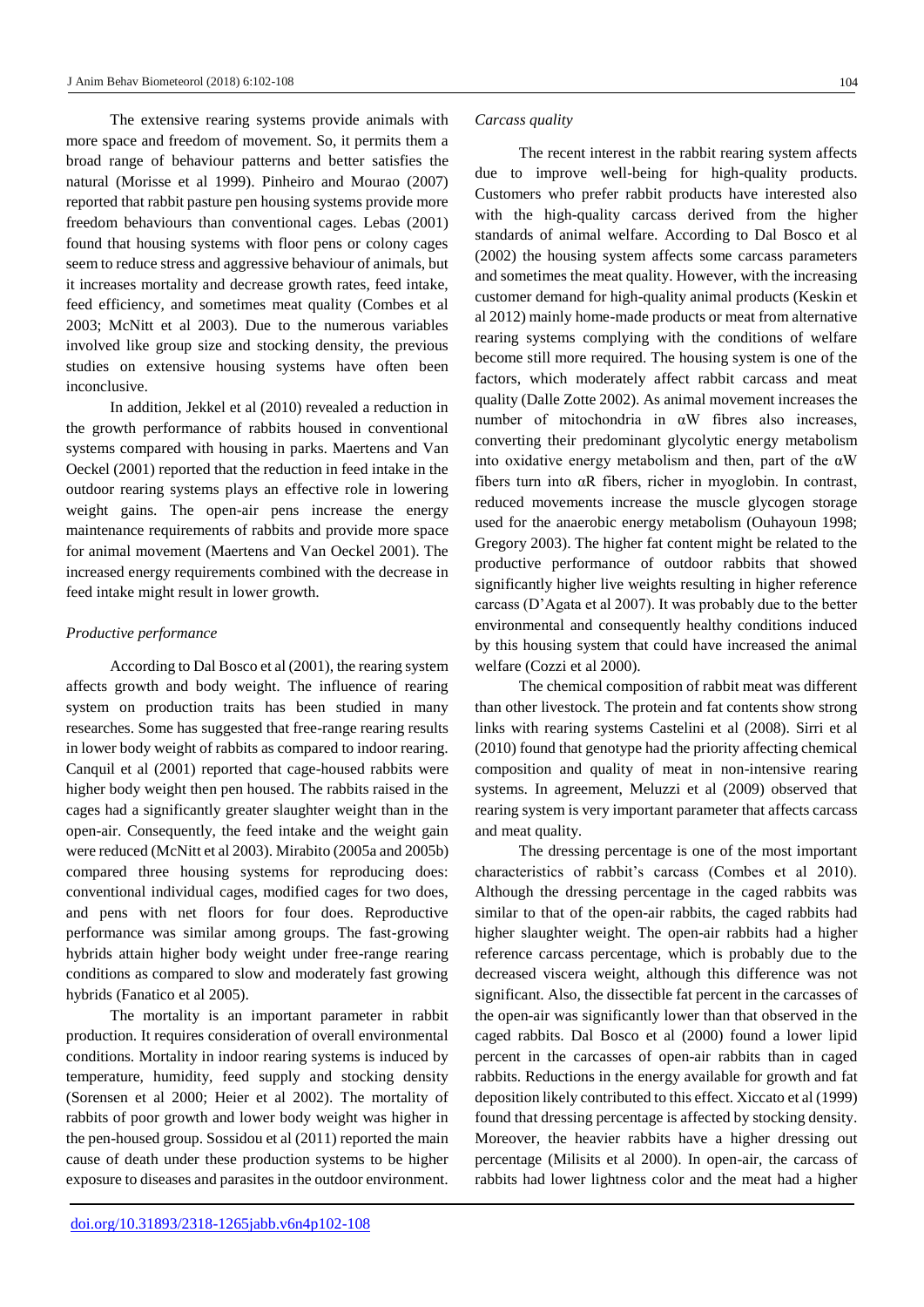The extensive rearing systems provide animals with more space and freedom of movement. So, it permits them a broad range of behaviour patterns and better satisfies the natural (Morisse et al 1999). Pinheiro and Mourao (2007) reported that rabbit pasture pen housing systems provide more freedom behaviours than conventional cages. Lebas (2001) found that housing systems with floor pens or colony cages seem to reduce stress and aggressive behaviour of animals, but it increases mortality and decrease growth rates, feed intake, feed efficiency, and sometimes meat quality (Combes et al 2003; McNitt et al 2003). Due to the numerous variables involved like group size and stocking density, the previous studies on extensive housing systems have often been inconclusive.

In addition, Jekkel et al (2010) revealed a reduction in the growth performance of rabbits housed in conventional systems compared with housing in parks. Maertens and Van Oeckel (2001) reported that the reduction in feed intake in the outdoor rearing systems plays an effective role in lowering weight gains. The open-air pens increase the energy maintenance requirements of rabbits and provide more space for animal movement (Maertens and Van Oeckel 2001). The increased energy requirements combined with the decrease in feed intake might result in lower growth.

*Productive performance*

According to Dal Bosco et al (2001), the rearing system affects growth and body weight. The influence of rearing system on production traits has been studied in many researches. Some has suggested that free-range rearing results in lower body weight of rabbits as compared to indoor rearing. Canquil et al (2001) reported that cage-housed rabbits were higher body weight then pen housed. The rabbits raised in the cages had a significantly greater slaughter weight than in the open-air. Consequently, the feed intake and the weight gain were reduced (McNitt et al 2003). Mirabito (2005a and 2005b) compared three housing systems for reproducing does: conventional individual cages, modified cages for two does, and pens with net floors for four does. Reproductive performance was similar among groups. The fast-growing hybrids attain higher body weight under free-range rearing conditions as compared to slow and moderately fast growing hybrids (Fanatico et al 2005).

The mortality is an important parameter in rabbit production. It requires consideration of overall environmental conditions. Mortality in indoor rearing systems is induced by temperature, humidity, feed supply and stocking density (Sorensen et al 2000; Heier et al 2002). The mortality of rabbits of poor growth and lower body weight was higher in the pen-housed group. Sossidou et al (2011) reported the main cause of death under these production systems to be higher exposure to diseases and parasites in the outdoor environment.

*Carcass quality*

The recent interest in the rabbit rearing system affects due to improve well-being for high-quality products. Customers who prefer rabbit products have interested also with the high-quality carcass derived from the higher standards of animal welfare. According to Dal Bosco et al (2002) the housing system affects some carcass parameters and sometimes the meat quality. However, with the increasing customer demand for high-quality animal products (Keskin et al 2012) mainly home-made products or meat from alternative rearing systems complying with the conditions of welfare become still more required. The housing system is one of the factors, which moderately affect rabbit carcass and meat quality (Dalle Zotte 2002). As animal movement increases the number of mitochondria in αW fibres also increases, converting their predominant glycolytic energy metabolism into oxidative energy metabolism and then, part of the αW fibers turn into αR fibers, richer in myoglobin. In contrast, reduced movements increase the muscle glycogen storage used for the anaerobic energy metabolism (Ouhayoun 1998; Gregory 2003). The higher fat content might be related to the productive performance of outdoor rabbits that showed significantly higher live weights resulting in higher reference carcass (D'Agata et al 2007). It was probably due to the better environmental and consequently healthy conditions induced by this housing system that could have increased the animal welfare (Cozzi et al 2000).

The chemical composition of rabbit meat was different than other livestock. The protein and fat contents show strong links with rearing systems Castelini et al (2008). Sirri et al (2010) found that genotype had the priority affecting chemical composition and quality of meat in non-intensive rearing systems. In agreement, Meluzzi et al (2009) observed that rearing system is very important parameter that affects carcass and meat quality.

The dressing percentage is one of the most important characteristics of rabbit's carcass (Combes et al 2010). Although the dressing percentage in the caged rabbits was similar to that of the open-air rabbits, the caged rabbits had higher slaughter weight. The open-air rabbits had a higher reference carcass percentage, which is probably due to the decreased viscera weight, although this difference was not significant. Also, the dissectible fat percent in the carcasses of the open-air was significantly lower than that observed in the caged rabbits. Dal Bosco et al (2000) found a lower lipid percent in the carcasses of open-air rabbits than in caged rabbits. Reductions in the energy available for growth and fat deposition likely contributed to this effect. Xiccato et al (1999) found that dressing percentage is affected by stocking density. Moreover, the heavier rabbits have a higher dressing out percentage (Milisits et al 2000). In open-air, the carcass of rabbits had lower lightness color and the meat had a higher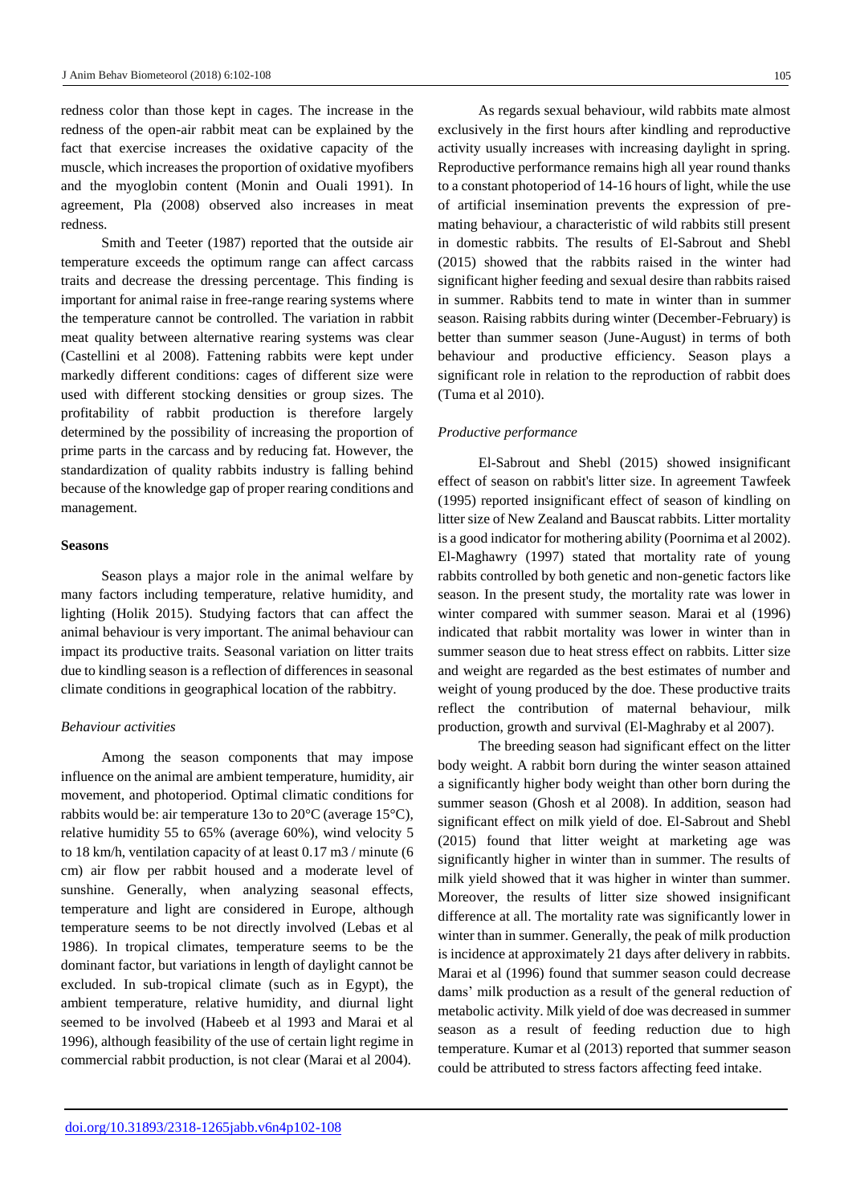redness color than those kept in cages. The increase in the redness of the open-air rabbit meat can be explained by the fact that exercise increases the oxidative capacity of the muscle, which increases the proportion of oxidative myofibers and the myoglobin content (Monin and Ouali 1991). In agreement, Pla (2008) observed also increases in meat redness.

Smith and Teeter (1987) reported that the outside air temperature exceeds the optimum range can affect carcass traits and decrease the dressing percentage. This finding is important for animal raise in free-range rearing systems where the temperature cannot be controlled. The variation in rabbit meat quality between alternative rearing systems was clear (Castellini et al 2008). Fattening rabbits were kept under markedly different conditions: cages of different size were used with different stocking densities or group sizes. The profitability of rabbit production is therefore largely determined by the possibility of increasing the proportion of prime parts in the carcass and by reducing fat. However, the standardization of quality rabbits industry is falling behind because of the knowledge gap of proper rearing conditions and management.

## Seasons

Season plays a major role in the animal welfare by many factors including temperature, relative humidity, and lighting (Holik 2015). Studying factors that can affect the animal behaviour is very important. The animal behaviour can impact its productive traits. Seasonal variation on litter traits due to kindling season is a reflection of differences in seasonal climate conditions in geographical location of the rabbitry.

### *Behaviour activities*

Among the season components that may impose influence on the animal are ambient temperature, humidity, air movement, and photoperiod. Optimal climatic conditions for rabbits would be: air temperature 13o to 20°C (average 15°C), relative humidity 55 to 65% (average 60%), wind velocity 5 to 18 km/h, ventilation capacity of at least 0.17 m3 / minute (6 cm) air flow per rabbit housed and a moderate level of sunshine. Generally, when analyzing seasonal effects, temperature and light are considered in Europe, although temperature seems to be not directly involved (Lebas et al 1986). In tropical climates, temperature seems to be the dominant factor, but variations in length of daylight cannot be excluded. In sub-tropical climate (such as in Egypt), the ambient temperature, relative humidity, and diurnal light seemed to be involved (Habeeb et al 1993 and Marai et al 1996), although feasibility of the use of certain light regime in commercial rabbit production, is not clear (Marai et al 2004).

As regards sexual behaviour, wild rabbits mate almost exclusively in the first hours after kindling and reproductive activity usually increases with increasing daylight in spring. Reproductive performance remains high all year round thanks to a constant photoperiod of 14-16 hours of light, while the use of artificial insemination prevents the expression of pre-mating behaviour, a characteristic of wild rabbits still present in domestic rabbits. The results of El-Sabrout and Shebl (2015) showed that the rabbits raised in the winter had significant higher feeding and sexual desire than rabbits raised in summer. Rabbits tend to mate in winter than in summer season. Raising rabbits during winter (December-February) is better than summer season (June-August) in terms of both behaviour and productive efficiency. Season plays a significant role in relation to the reproduction of rabbit does (Tuma et al 2010).

### *Productive performance*

El-Sabrout and Shebl (2015) showed insignificant effect of season on rabbit's litter size. In agreement Tawfeek (1995) reported insignificant effect of season of kindling on litter size of New Zealand and Bauscat rabbits. Litter mortality is a good indicator for mothering ability (Poornima et al 2002). El-Maghawry (1997) stated that mortality rate of young rabbits controlled by both genetic and non-genetic factors like season. In the present study, the mortality rate was lower in winter compared with summer season. Marai et al (1996) indicated that rabbit mortality was lower in winter than in summer season due to heat stress effect on rabbits. Litter size and weight are regarded as the best estimates of number and weight of young produced by the doe. These productive traits reflect the contribution of maternal behaviour, milk production, growth and survival (El-Maghraby et al 2007).

The breeding season had significant effect on the litter body weight. A rabbit born during the winter season attained a significantly higher body weight than other born during the summer season (Ghosh et al 2008). In addition, season had significant effect on milk yield of doe. El-Sabrout and Shebl (2015) found that litter weight at marketing age was significantly higher in winter than in summer. The results of milk yield showed that it was higher in winter than summer. Moreover, the results of litter size showed insignificant difference at all. The mortality rate was significantly lower in winter than in summer. Generally, the peak of milk production is incidence at approximately 21 days after delivery in rabbits. Marai et al (1996) found that summer season could decrease dams' milk production as a result of the general reduction of metabolic activity. Milk yield of doe was decreased in summer season as a result of feeding reduction due to high temperature. Kumar et al (2013) reported that summer season could be attributed to stress factors affecting feed intake.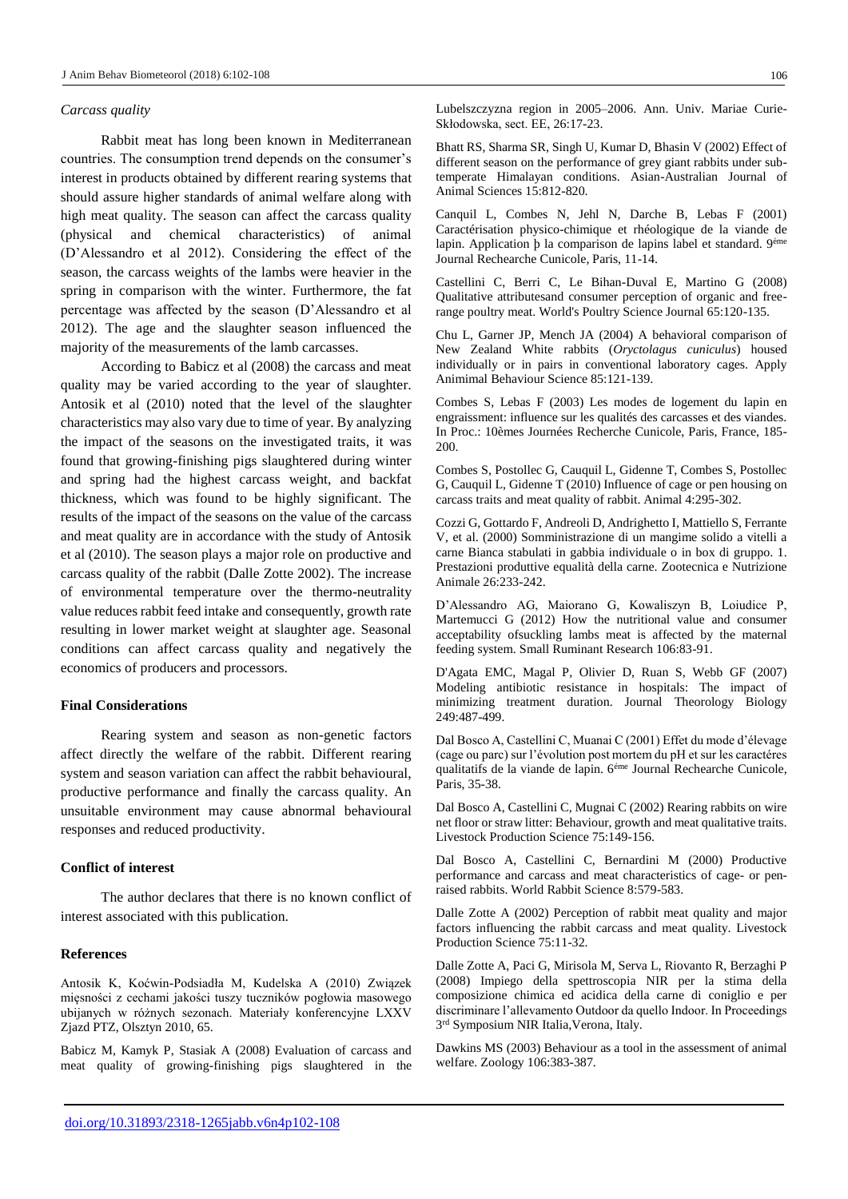*Carcass quality*

Rabbit meat has long been known in Mediterranean countries. The consumption trend depends on the consumer's interest in products obtained by different rearing systems that should assure higher standards of animal welfare along with high meat quality. The season can affect the carcass quality (physical and chemical characteristics) of animal (D'Alessandro et al 2012). Considering the effect of the season, the carcass weights of the lambs were heavier in the spring in comparison with the winter. Furthermore, the fat percentage was affected by the season (D'Alessandro et al 2012). The age and the slaughter season influenced the majority of the measurements of the lamb carcasses.

According to Babicz et al (2008) the carcass and meat quality may be varied according to the year of slaughter. Antosik et al (2010) noted that the level of the slaughter characteristics may also vary due to time of year. By analyzing the impact of the seasons on the investigated traits, it was found that growing-finishing pigs slaughtered during winter and spring had the highest carcass weight, and backfat thickness, which was found to be highly significant. The results of the impact of the seasons on the value of the carcass and meat quality are in accordance with the study of Antosik et al (2010). The season plays a major role on productive and carcass quality of the rabbit (Dalle Zotte 2002). The increase of environmental temperature over the thermo-neutrality value reduces rabbit feed intake and consequently, growth rate resulting in lower market weight at slaughter age. Seasonal conditions can affect carcass quality and negatively the economics of producers and processors.

**Final Considerations**

Rearing system and season as non-genetic factors affect directly the welfare of the rabbit. Different rearing system and season variation can affect the rabbit behavioural, productive performance and finally the carcass quality. An unsuitable environment may cause abnormal behavioural responses and reduced productivity.

**Conflict of interest**

The author declares that there is no known conflict of interest associated with this publication.

**References**

Antosik K, Koćwin-Podsiadła M, Kudelska A (2010) Związek mięsności z cechami jakości tuszy tuczników pogłowia masowego ubijanych w różnych sezonach. Materiały konferencyjne LXXV Zjazd PTZ, Olsztyn 2010, 65.

Babicz M, Kamyk P, Stasiak A (2008) Evaluation of carcass and meat quality of growing-finishing pigs slaughtered in the Lubelszczyzna region in 2005–2006. Ann. Univ. Mariae Curie-Skłodowska, sect. EE, 26:17-23.

Bhatt RS, Sharma SR, Singh U, Kumar D, Bhasin V (2002) Effect of different season on the performance of grey giant rabbits under sub-temperate Himalayan conditions. Asian-Australian Journal of Animal Sciences 15:812-820.

Canquil L, Combes N, Jehl N, Darche B, Lebas F (2001) Caractérisation physico-chimique et rhéologique de la viande de lapin. Application þ la comparison de lapins label et standard. 9ème Journal Rechearche Cunicole, Paris, 11-14.

Castellini C, Berri C, Le Bihan-Duval E, Martino G (2008) Qualitative attributesand consumer perception of organic and free-range poultry meat. World's Poultry Science Journal 65:120-135.

Chu L, Garner JP, Mench JA (2004) A behavioral comparison of New Zealand White rabbits (*Oryctolagus cuniculus*) housed individually or in pairs in conventional laboratory cages. Apply Animimal Behaviour Science 85:121-139.

Combes S, Lebas F (2003) Les modes de logement du lapin en engraissment: influence sur les qualités des carcasses et des viandes. In Proc.: 10èmes Journées Recherche Cunicole, Paris, France, 185-200.

Combes S, Postollec G, Cauquil L, Gidenne T, Combes S, Postollec G, Cauquil L, Gidenne T (2010) Influence of cage or pen housing on carcass traits and meat quality of rabbit. Animal 4:295-302.

Cozzi G, Gottardo F, Andreoli D, Andrighetto I, Mattiello S, Ferrante V, et al. (2000) Somministrazione di un mangime solido a vitelli a carne Bianca stabulati in gabbia individuale o in box di gruppo. 1. Prestazioni produttive equalità della carne. Zootecnica e Nutrizione Animale 26:233-242.

D'Alessandro AG, Maiorano G, Kowaliszyn B, Loiudice P, Martemucci G (2012) How the nutritional value and consumer acceptability ofsuckling lambs meat is affected by the maternal feeding system. Small Ruminant Research 106:83-91.

D'Agata EMC, Magal P, Olivier D, Ruan S, Webb GF (2007) Modeling antibiotic resistance in hospitals: The impact of minimizing treatment duration. Journal Theorology Biology 249:487-499.

Dal Bosco A, Castellini C, Muanai C (2001) Effet du mode d'élevage (cage ou parc) sur l'évolution post mortem du pH et sur les caractéres qualitatifs de la viande de lapin. 6éme Journal Rechearche Cunicole, Paris, 35-38.

Dal Bosco A, Castellini C, Mugnai C (2002) Rearing rabbits on wire net floor or straw litter: Behaviour, growth and meat qualitative traits. Livestock Production Science 75:149-156.

Dal Bosco A, Castellini C, Bernardini M (2000) Productive performance and carcass and meat characteristics of cage- or pen-raised rabbits. World Rabbit Science 8:579-583.

Dalle Zotte A (2002) Perception of rabbit meat quality and major factors influencing the rabbit carcass and meat quality. Livestock Production Science 75:11-32.

Dalle Zotte A, Paci G, Mirisola M, Serva L, Riovanto R, Berzaghi P (2008) Impiego della spettroscopia NIR per la stima della composizione chimica ed acidica della carne di coniglio e per discriminare l'allevamento Outdoor da quello Indoor. In Proceedings 3rd Symposium NIR Italia,Verona, Italy.

Dawkins MS (2003) Behaviour as a tool in the assessment of animal welfare. Zoology 106:383-387.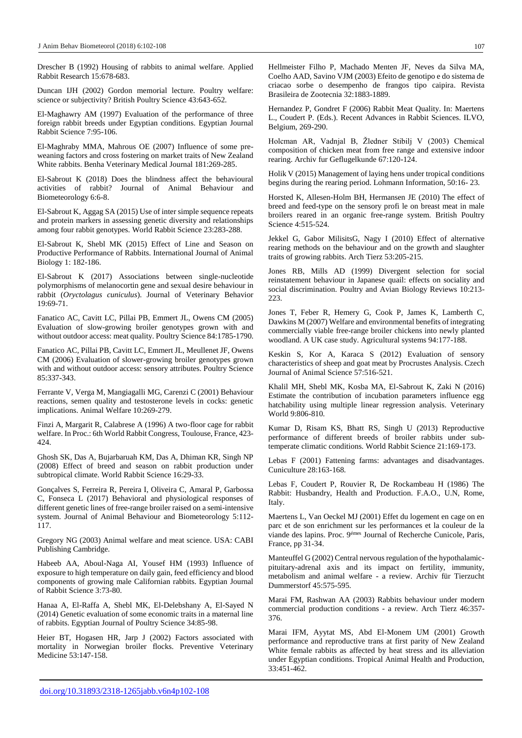Drescher B (1992) Housing of rabbits to animal welfare. Applied Rabbit Research 15:678-683.

Duncan IJH (2002) Gordon memorial lecture. Poultry welfare: science or subjectivity? British Poultry Science 43:643-652.

El-Maghawry AM (1997) Evaluation of the performance of three foreign rabbit breeds under Egyptian conditions. Egyptian Journal Rabbit Science 7:95-106.

El-Maghraby MMA, Mahrous OE (2007) Influence of some pre-weaning factors and cross fostering on market traits of New Zealand White rabbits. Benha Veterinary Medical Journal 181:269-285.

El-Sabrout K (2018) Does the blindness affect the behavioural activities of rabbit? Journal of Animal Behaviour and Biometeorology 6:6-8.

El-Sabrout K, Aggag SA (2015) Use of inter simple sequence repeats and protein markers in assessing genetic diversity and relationships among four rabbit genotypes. World Rabbit Science 23:283-288.

El-Sabrout K, Shebl MK (2015) Effect of Line and Season on Productive Performance of Rabbits. International Journal of Animal Biology 1: 182-186.

El-Sabrout K (2017) Associations between single-nucleotide polymorphisms of melanocortin gene and sexual desire behaviour in rabbit (*Oryctolagus cuniculus*). Journal of Veterinary Behavior 19:69-71.

Fanatico AC, Cavitt LC, Pillai PB, Emmert JL, Owens CM (2005) Evaluation of slow-growing broiler genotypes grown with and without outdoor access: meat quality. Poultry Science 84:1785-1790.

Fanatico AC, Pillai PB, Cavitt LC, Emmert JL, Meullenet JF, Owens CM (2006) Evaluation of slower-growing broiler genotypes grown with and without outdoor access: sensory attributes. Poultry Science 85:337-343.

Ferrante V, Verga M, Mangiagalli MG, Carenzi C (2001) Behaviour reactions, semen quality and testosterone levels in cocks: genetic implications. Animal Welfare 10:269-279.

Finzi A, Margarit R, Calabrese A (1996) A two-floor cage for rabbit welfare. In Proc.: 6th World Rabbit Congress, Toulouse, France, 423-424.

Ghosh SK, Das A, Bujarbaruah KM, Das A, Dhiman KR, Singh NP (2008) Effect of breed and season on rabbit production under subtropical climate. World Rabbit Science 16:29-33.

Gonçalves S, Ferreira R, Pereira I, Oliveira C, Amaral P, Garbossa C, Fonseca L (2017) Behavioral and physiological responses of different genetic lines of free-range broiler raised on a semi-intensive system. Journal of Animal Behaviour and Biometeorology 5:112-117.

Gregory NG (2003) Animal welfare and meat science. USA: CABI Publishing Cambridge.

Habeeb AA, Aboul-Naga AI, Yousef HM (1993) Influence of exposure to high temperature on daily gain, feed efficiency and blood components of growing male Californian rabbits. Egyptian Journal of Rabbit Science 3:73-80.

Hanaa A, El-Raffa A, Shebl MK, El-Delebshany A, El-Sayed N (2014) Genetic evaluation of some economic traits in a maternal line of rabbits. Egyptian Journal of Poultry Science 34:85-98.

Heier BT, Hogasen HR, Jarp J (2002) Factors associated with mortality in Norwegian broiler flocks. Preventive Veterinary Medicine 53:147-158.

Hellmeister Filho P, Machado Menten JF, Neves da Silva MA, Coelho AAD, Savino VJM (2003) Efeito de genotipo e do sistema de criacao sorbe o desempenho de frangos tipo caipira. Revista Brasileira de Zootecnia 32:1883-1889.

Hernandez P, Gondret F (2006) Rabbit Meat Quality. In: Maertens L., Coudert P. (Eds.). Recent Advances in Rabbit Sciences. ILVO, Belgium, 269-290.

Holcman AR, Vadnjal B, Žledner Stibilj V (2003) Chemical composition of chicken meat from free range and extensive indoor rearing. Archiv fur Geflugelkunde 67:120-124.

Holik V (2015) Management of laying hens under tropical conditions begins during the rearing period. Lohmann Information, 50:16- 23.

Horsted K, Allesen-Holm BH, Hermansen JE (2010) The effect of breed and feed-type on the sensory profi le on breast meat in male broilers reared in an organic free-range system. British Poultry Science 4:515-524.

Jekkel G, Gabor MilisitsG, Nagy I (2010) Effect of alternative rearing methods on the behaviour and on the growth and slaughter traits of growing rabbits. Arch Tierz 53:205-215.

Jones RB, Mills AD (1999) Divergent selection for social reinstatement behaviour in Japanese quail: effects on sociality and social discrimination. Poultry and Avian Biology Reviews 10:213-223.

Jones T, Feber R, Hemery G, Cook P, James K, Lamberth C, Dawkins M (2007) Welfare and environmental benefits of integrating commercially viable free-range broiler chickens into newly planted woodland. A UK case study. Agricultural systems 94:177-188.

Keskin S, Kor A, Karaca S (2012) Evaluation of sensory characteristics of sheep and goat meat by Procrustes Analysis. Czech Journal of Animal Science 57:516-521.

Khalil MH, Shebl MK, Kosba MA, El-Sabrout K, Zaki N (2016) Estimate the contribution of incubation parameters influence egg hatchability using multiple linear regression analysis. Veterinary World 9:806-810.

Kumar D, Risam KS, Bhatt RS, Singh U (2013) Reproductive performance of different breeds of broiler rabbits under sub-temperate climatic conditions. World Rabbit Science 21:169-173.

Lebas F (2001) Fattening farms: advantages and disadvantages. Cuniculture 28:163-168.

Lebas F, Coudert P, Rouvier R, De Rockambeau H (1986) The Rabbit: Husbandry, Health and Production. F.A.O., U.N, Rome, Italy.

Maertens L, Van Oeckel MJ (2001) Effet du logement en cage on en parc et de son enrichment sur les performances et la couleur de la viande des lapins. Proc. 9émes Journal of Recherche Cunicole, Paris, France, pp 31-34.

Manteuffel G (2002) Central nervous regulation of the hypothalamic-pituitary-adrenal axis and its impact on fertility, immunity, metabolism and animal welfare - a review. Archiv für Tierzucht Dummerstorf 45:575-595.

Marai FM, Rashwan AA (2003) Rabbits behaviour under modern commercial production conditions - a review. Arch Tierz 46:357-376.

Marai IFM, Ayytat MS, Abd El-Monem UM (2001) Growth performance and reproductive trans at first parity of New Zealand White female rabbits as affected by heat stress and its alleviation under Egyptian conditions. Tropical Animal Health and Production, 33:451-462.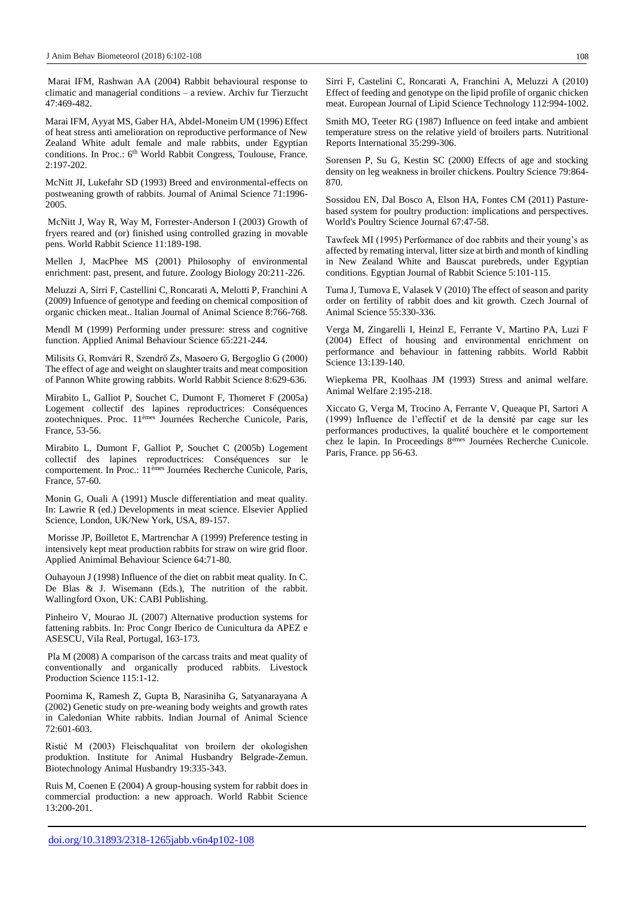Marai IFM, Rashwan AA (2004) Rabbit behavioural response to climatic and managerial conditions – a review. Archiv fur Tierzucht 47:469-482.

Marai IFM, Ayyat MS, Gaber HA, Abdel-Moneim UM (1996) Effect of heat stress anti amelioration on reproductive performance of New Zealand White adult female and male rabbits, under Egyptian conditions. In Proc.: 6th World Rabbit Congress, Toulouse, France. 2:197-202.

McNitt JI, Lukefahr SD (1993) Breed and environmental-effects on postweaning growth of rabbits. Journal of Animal Science 71:1996-2005.

McNitt J, Way R, Way M, Forrester-Anderson I (2003) Growth of fryers reared and (or) finished using controlled grazing in movable pens. World Rabbit Science 11:189-198.

Mellen J, MacPhee MS (2001) Philosophy of environmental enrichment: past, present, and future. Zoology Biology 20:211-226.

Meluzzi A, Sirri F, Castellini C, Roncarati A, Melotti P, Franchini A (2009) Infuence of genotype and feeding on chemical composition of organic chicken meat.. Italian Journal of Animal Science 8:766-768.

Mendl M (1999) Performing under pressure: stress and cognitive function. Applied Animal Behaviour Science 65:221-244.

Milisits G, Romvári R, Szendrő Zs, Masoero G, Bergoglio G (2000) The effect of age and weight on slaughter traits and meat composition of Pannon White growing rabbits. World Rabbit Science 8:629-636.

Mirabito L, Galliot P, Souchet C, Dumont F, Thomeret F (2005a) Logement collectif des lapines reproductrices: Conséquences zootechniques. Proc. 11èmes Journées Recherche Cunicole, Paris, France, 53-56.

Mirabito L, Dumont F, Galliot P, Souchet C (2005b) Logement collectif des lapines reproductrices: Conséquences sur le comportement. In Proc.: 11èmes Journées Recherche Cunicole, Paris, France, 57-60.

Monin G, Ouali A (1991) Muscle differentiation and meat quality. In: Lawrie R (ed.) Developments in meat science. Elsevier Applied Science, London, UK/New York, USA, 89-157.

Morisse JP, Boilletot E, Martrenchar A (1999) Preference testing in intensively kept meat production rabbits for straw on wire grid floor. Applied Animimal Behaviour Science 64:71-80.

Ouhayoun J (1998) Influence of the diet on rabbit meat quality. In C. De Blas & J. Wisemann (Eds.), The nutrition of the rabbit. Wallingford Oxon, UK: CABI Publishing.

Pinheiro V, Mourao JL (2007) Alternative production systems for fattening rabbits. In: Proc Congr Iberico de Cunicultura da APEZ e ASESCU, Vila Real, Portugal, 163-173.

Pla M (2008) A comparison of the carcass traits and meat quality of conventionally and organically produced rabbits. Livestock Production Science 115:1-12.

Poornima K, Ramesh Z, Gupta B, Narasiniha G, Satyanarayana A (2002) Genetic study on pre-weaning body weights and growth rates in Caledonian White rabbits. Indian Journal of Animal Science 72:601-603.

Ristić M (2003) Fleischqualitat von broilern der okologishen produktion. Institute for Animal Husbandry Belgrade-Zemun. Biotechnology Animal Husbandry 19:335-343.

Ruis M, Coenen E (2004) A group-housing system for rabbit does in commercial production: a new approach. World Rabbit Science 13:200-201.

Sirri F, Castelini C, Roncarati A, Franchini A, Meluzzi A (2010) Effect of feeding and genotype on the lipid profile of organic chicken meat. European Journal of Lipid Science Technology 112:994-1002.

Smith MO, Teeter RG (1987) Influence on feed intake and ambient temperature stress on the relative yield of broilers parts. Nutritional Reports International 35:299-306.

Sorensen P, Su G, Kestin SC (2000) Effects of age and stocking density on leg weakness in broiler chickens. Poultry Science 79:864-870.

Sossidou EN, Dal Bosco A, Elson HA, Fontes CM (2011) Pasture-based system for poultry production: implications and perspectives. World's Poultry Science Journal 67:47-58.

Tawfeek MI (1995) Performance of doe rabbits and their young's as affected by remating interval, litter size at birth and month of kindling in New Zealand White and Bauscat purebreds, under Egyptian conditions. Egyptian Journal of Rabbit Science 5:101-115.

Tuma J, Tumova E, Valasek V (2010) The effect of season and parity order on fertility of rabbit does and kit growth. Czech Journal of Animal Science 55:330-336.

Verga M, Zingarelli I, Heinzl E, Ferrante V, Martino PA, Luzi F (2004) Effect of housing and environmental enrichment on performance and behaviour in fattening rabbits. World Rabbit Science 13:139-140.

Wiepkema PR, Koolhaas JM (1993) Stress and animal welfare. Animal Welfare 2:195-218.

Xiccato G, Verga M, Trocino A, Ferrante V, Queaque PI, Sartori A (1999) Influence de l'effectif et de la densité par cage sur les performances productives, la qualité bouchère et le comportement chez le lapin. In Proceedings 8émes Journées Recherche Cunicole. Paris, France. pp 56-63.